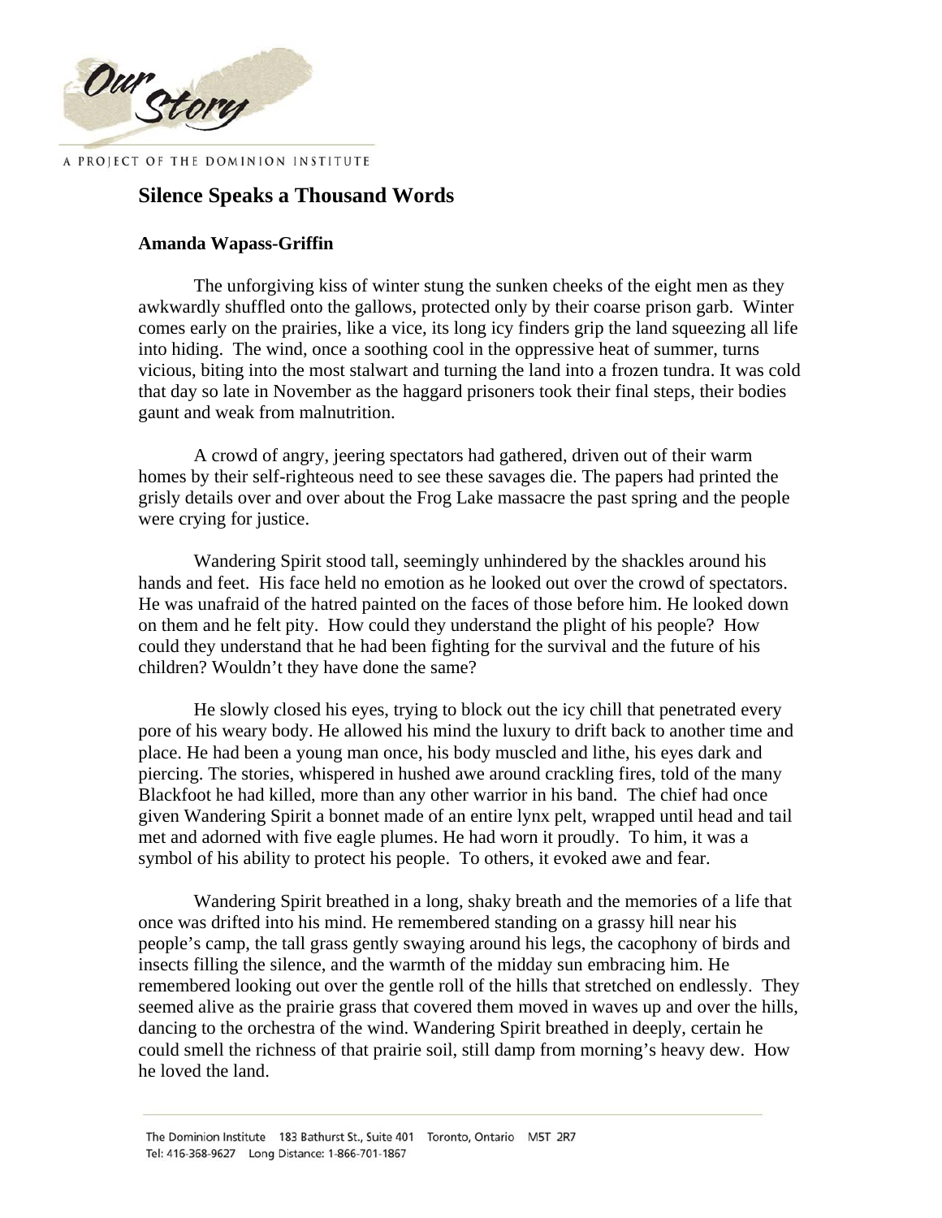# Silence Speaks a Thousand Words

**Amanda Wapass-Griffin**

The unforgiving kiss of winter stung the sunken cheeks of the eight men as they awkwardly shuffled onto the gallows, protected only by their coarse prison garb. Winter comes early on the prairies, like a vice, its long icy finders grip the land squeezing all life into hiding. The wind, once a soothing cool in the oppressive heat of summer, turns vicious, biting into the most stalwart and turning the land into a frozen tundra. It was cold that day so late in November as the haggard prisoners took their final steps, their bodies gaunt and weak from malnutrition.

A crowd of angry, jeering spectators had gathered, driven out of their warm homes by their self-righteous need to see these savages die. The papers had printed the grisly details over and over about the Frog Lake massacre the past spring and the people were crying for justice.

Wandering Spirit stood tall, seemingly unhindered by the shackles around his hands and feet. His face held no emotion as he looked out over the crowd of spectators. He was unafraid of the hatred painted on the faces of those before him. He looked down on them and he felt pity. How could they understand the plight of his people? How could they understand that he had been fighting for the survival and the future of his children? Wouldn't they have done the same?

He slowly closed his eyes, trying to block out the icy chill that penetrated every pore of his weary body. He allowed his mind the luxury to drift back to another time and place. He had been a young man once, his body muscled and lithe, his eyes dark and piercing. The stories, whispered in hushed awe around crackling fires, told of the many Blackfoot he had killed, more than any other warrior in his band. The chief had once given Wandering Spirit a bonnet made of an entire lynx pelt, wrapped until head and tail met and adorned with five eagle plumes. He had worn it proudly. To him, it was a symbol of his ability to protect his people. To others, it evoked awe and fear.

Wandering Spirit breathed in a long, shaky breath and the memories of a life that once was drifted into his mind. He remembered standing on a grassy hill near his people's camp, the tall grass gently swaying around his legs, the cacophony of birds and insects filling the silence, and the warmth of the midday sun embracing him. He remembered looking out over the gentle roll of the hills that stretched on endlessly. They seemed alive as the prairie grass that covered them moved in waves up and over the hills, dancing to the orchestra of the wind. Wandering Spirit breathed in deeply, certain he could smell the richness of that prairie soil, still damp from morning's heavy dew. How he loved the land.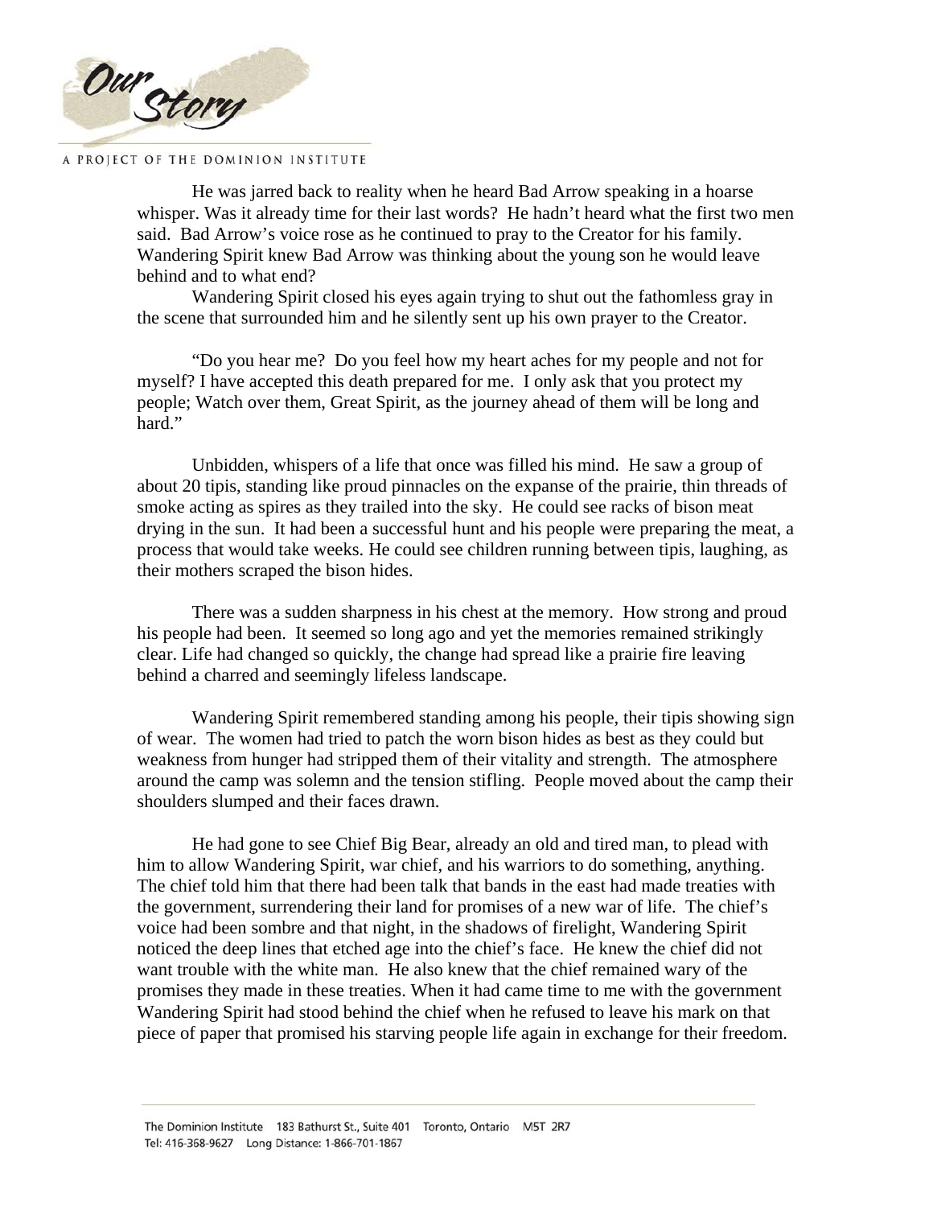He was jarred back to reality when he heard Bad Arrow speaking in a hoarse whisper. Was it already time for their last words? He hadn't heard what the first two men said. Bad Arrow's voice rose as he continued to pray to the Creator for his family. Wandering Spirit knew Bad Arrow was thinking about the young son he would leave behind and to what end?

Wandering Spirit closed his eyes again trying to shut out the fathomless gray in the scene that surrounded him and he silently sent up his own prayer to the Creator.

"Do you hear me? Do you feel how my heart aches for my people and not for myself? I have accepted this death prepared for me. I only ask that you protect my people; Watch over them, Great Spirit, as the journey ahead of them will be long and hard."

Unbidden, whispers of a life that once was filled his mind. He saw a group of about 20 tipis, standing like proud pinnacles on the expanse of the prairie, thin threads of smoke acting as spires as they trailed into the sky. He could see racks of bison meat drying in the sun. It had been a successful hunt and his people were preparing the meat, a process that would take weeks. He could see children running between tipis, laughing, as their mothers scraped the bison hides.

There was a sudden sharpness in his chest at the memory. How strong and proud his people had been. It seemed so long ago and yet the memories remained strikingly clear. Life had changed so quickly, the change had spread like a prairie fire leaving behind a charred and seemingly lifeless landscape.

Wandering Spirit remembered standing among his people, their tipis showing sign of wear. The women had tried to patch the worn bison hides as best as they could but weakness from hunger had stripped them of their vitality and strength. The atmosphere around the camp was solemn and the tension stifling. People moved about the camp their shoulders slumped and their faces drawn.

He had gone to see Chief Big Bear, already an old and tired man, to plead with him to allow Wandering Spirit, war chief, and his warriors to do something, anything. The chief told him that there had been talk that bands in the east had made treaties with the government, surrendering their land for promises of a new war of life. The chief's voice had been sombre and that night, in the shadows of firelight, Wandering Spirit noticed the deep lines that etched age into the chief's face. He knew the chief did not want trouble with the white man. He also knew that the chief remained wary of the promises they made in these treaties. When it had came time to me with the government Wandering Spirit had stood behind the chief when he refused to leave his mark on that piece of paper that promised his starving people life again in exchange for their freedom.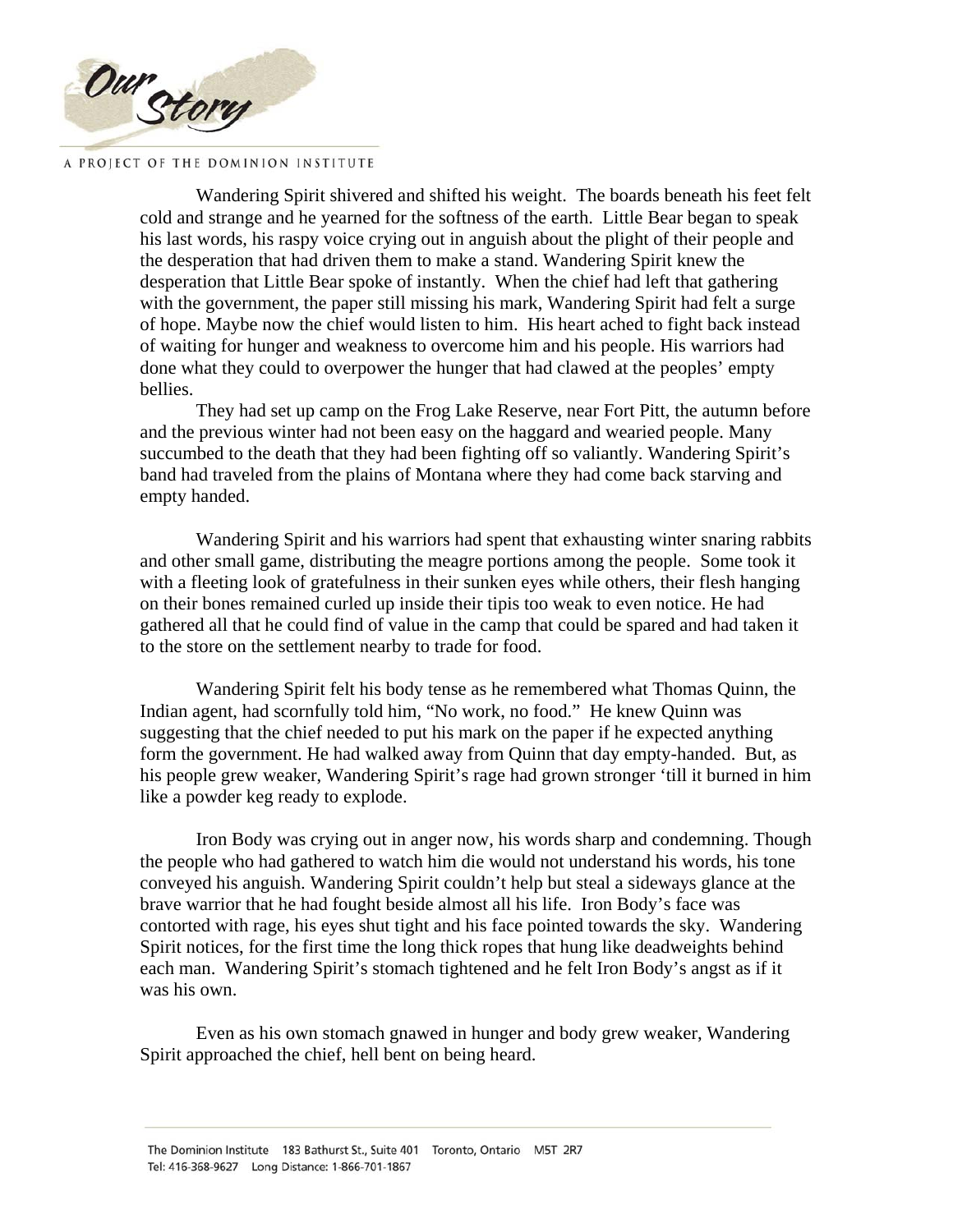Wandering Spirit shivered and shifted his weight. The boards beneath his feet felt cold and strange and he yearned for the softness of the earth. Little Bear began to speak his last words, his raspy voice crying out in anguish about the plight of their people and the desperation that had driven them to make a stand. Wandering Spirit knew the desperation that Little Bear spoke of instantly. When the chief had left that gathering with the government, the paper still missing his mark, Wandering Spirit had felt a surge of hope. Maybe now the chief would listen to him. His heart ached to fight back instead of waiting for hunger and weakness to overcome him and his people. His warriors had done what they could to overpower the hunger that had clawed at the peoples' empty bellies.

They had set up camp on the Frog Lake Reserve, near Fort Pitt, the autumn before and the previous winter had not been easy on the haggard and wearied people. Many succumbed to the death that they had been fighting off so valiantly. Wandering Spirit's band had traveled from the plains of Montana where they had come back starving and empty handed.

Wandering Spirit and his warriors had spent that exhausting winter snaring rabbits and other small game, distributing the meagre portions among the people. Some took it with a fleeting look of gratefulness in their sunken eyes while others, their flesh hanging on their bones remained curled up inside their tipis too weak to even notice. He had gathered all that he could find of value in the camp that could be spared and had taken it to the store on the settlement nearby to trade for food.

Wandering Spirit felt his body tense as he remembered what Thomas Quinn, the Indian agent, had scornfully told him, "No work, no food." He knew Quinn was suggesting that the chief needed to put his mark on the paper if he expected anything form the government. He had walked away from Quinn that day empty-handed. But, as his people grew weaker, Wandering Spirit's rage had grown stronger 'till it burned in him like a powder keg ready to explode.

Iron Body was crying out in anger now, his words sharp and condemning. Though the people who had gathered to watch him die would not understand his words, his tone conveyed his anguish. Wandering Spirit couldn't help but steal a sideways glance at the brave warrior that he had fought beside almost all his life. Iron Body's face was contorted with rage, his eyes shut tight and his face pointed towards the sky. Wandering Spirit notices, for the first time the long thick ropes that hung like deadweights behind each man. Wandering Spirit's stomach tightened and he felt Iron Body's angst as if it was his own.

Even as his own stomach gnawed in hunger and body grew weaker, Wandering Spirit approached the chief, hell bent on being heard.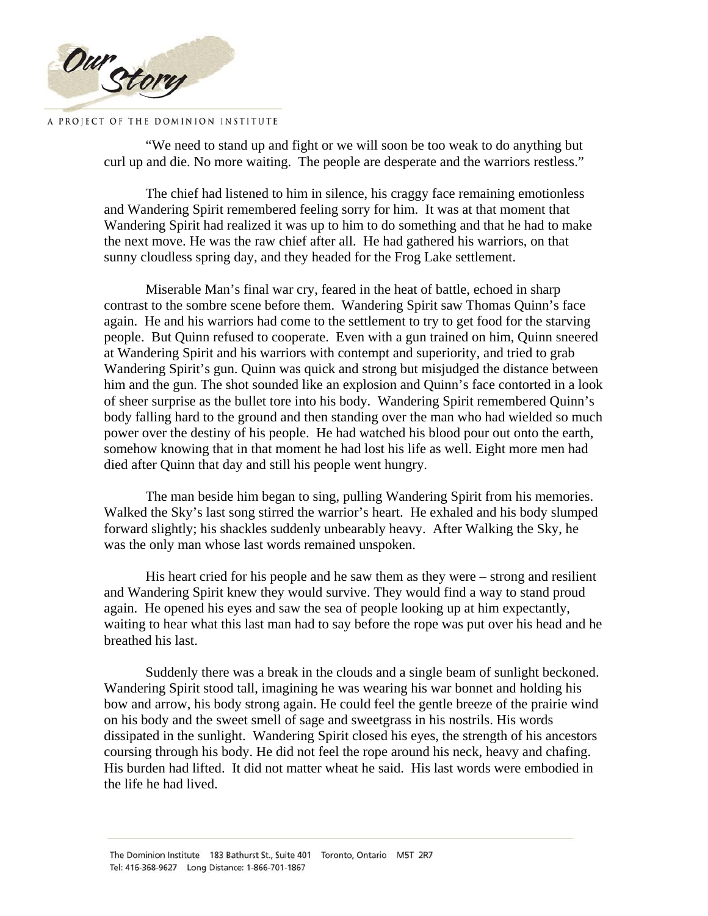"We need to stand up and fight or we will soon be too weak to do anything but curl up and die. No more waiting. The people are desperate and the warriors restless."

The chief had listened to him in silence, his craggy face remaining emotionless and Wandering Spirit remembered feeling sorry for him. It was at that moment that Wandering Spirit had realized it was up to him to do something and that he had to make the next move. He was the raw chief after all. He had gathered his warriors, on that sunny cloudless spring day, and they headed for the Frog Lake settlement.

Miserable Man's final war cry, feared in the heat of battle, echoed in sharp contrast to the sombre scene before them. Wandering Spirit saw Thomas Quinn's face again. He and his warriors had come to the settlement to try to get food for the starving people. But Quinn refused to cooperate. Even with a gun trained on him, Quinn sneered at Wandering Spirit and his warriors with contempt and superiority, and tried to grab Wandering Spirit's gun. Quinn was quick and strong but misjudged the distance between him and the gun. The shot sounded like an explosion and Quinn's face contorted in a look of sheer surprise as the bullet tore into his body. Wandering Spirit remembered Quinn's body falling hard to the ground and then standing over the man who had wielded so much power over the destiny of his people. He had watched his blood pour out onto the earth, somehow knowing that in that moment he had lost his life as well. Eight more men had died after Quinn that day and still his people went hungry.

The man beside him began to sing, pulling Wandering Spirit from his memories. Walked the Sky's last song stirred the warrior's heart. He exhaled and his body slumped forward slightly; his shackles suddenly unbearably heavy. After Walking the Sky, he was the only man whose last words remained unspoken.

His heart cried for his people and he saw them as they were – strong and resilient and Wandering Spirit knew they would survive. They would find a way to stand proud again. He opened his eyes and saw the sea of people looking up at him expectantly, waiting to hear what this last man had to say before the rope was put over his head and he breathed his last.

Suddenly there was a break in the clouds and a single beam of sunlight beckoned. Wandering Spirit stood tall, imagining he was wearing his war bonnet and holding his bow and arrow, his body strong again. He could feel the gentle breeze of the prairie wind on his body and the sweet smell of sage and sweetgrass in his nostrils. His words dissipated in the sunlight. Wandering Spirit closed his eyes, the strength of his ancestors coursing through his body. He did not feel the rope around his neck, heavy and chafing. His burden had lifted. It did not matter wheat he said. His last words were embodied in the life he had lived.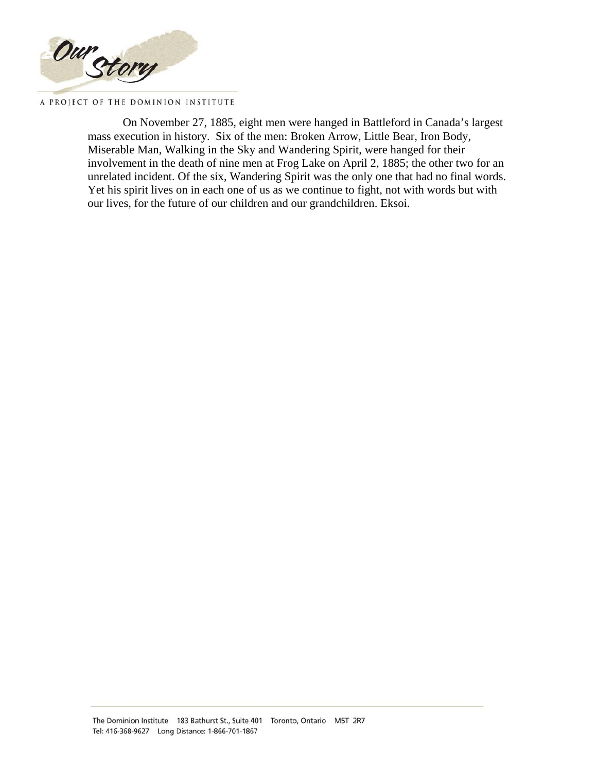On November 27, 1885, eight men were hanged in Battleford in Canada's largest mass execution in history. Six of the men: Broken Arrow, Little Bear, Iron Body, Miserable Man, Walking in the Sky and Wandering Spirit, were hanged for their involvement in the death of nine men at Frog Lake on April 2, 1885; the other two for an unrelated incident. Of the six, Wandering Spirit was the only one that had no final words. Yet his spirit lives on in each one of us as we continue to fight, not with words but with our lives, for the future of our children and our grandchildren. Eksoi.